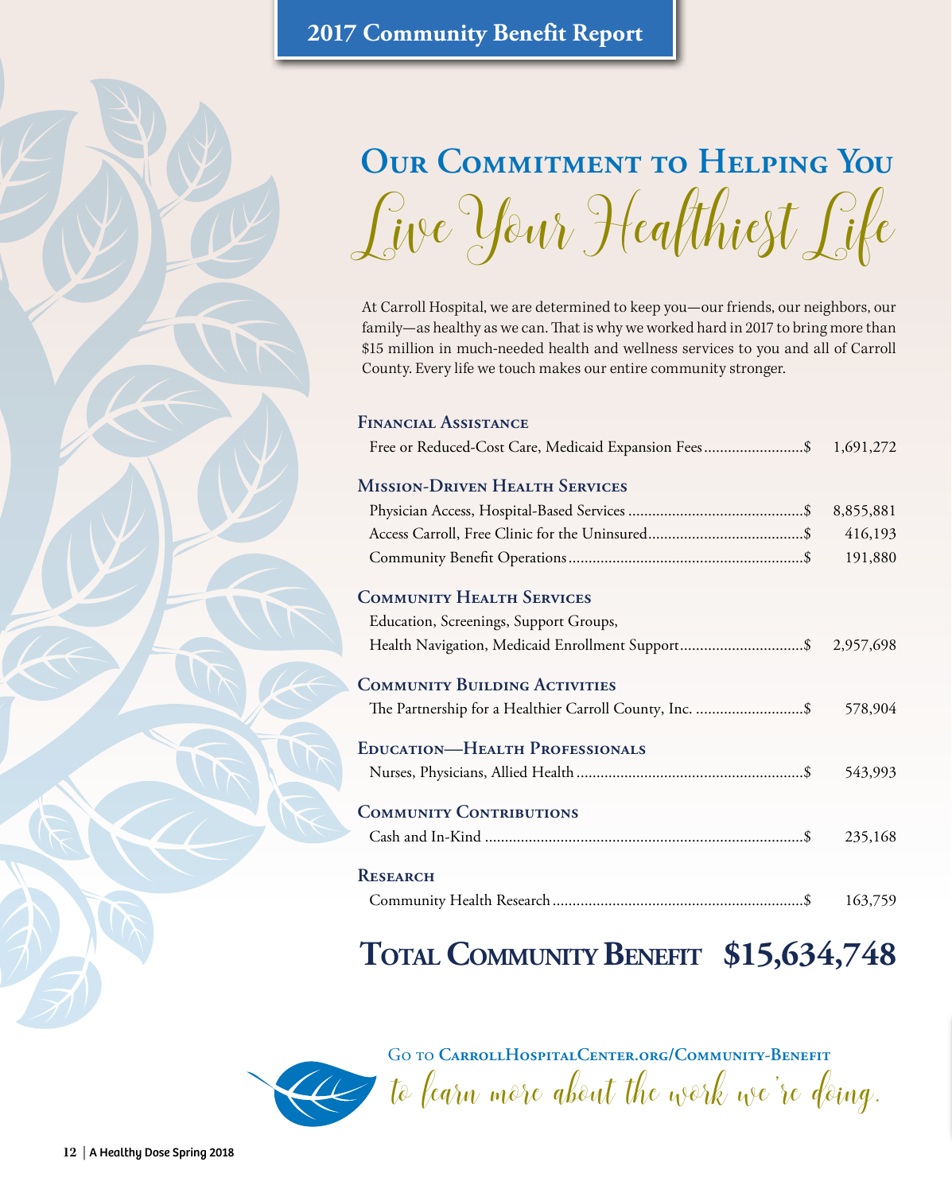2017 Community Benefit Report

# Our Commitment to Helping You

## *Live Your Healthiest Life*

At Carroll Hospital, we are determined to keep you—our friends, our neighbors, our family—as healthy as we can. That is why we worked hard in 2017 to bring more than $15 million in much-needed health and wellness services to you and all of Carroll County. Every life we touch makes our entire community stronger.

### Financial Assistance

| | |
|---|---|
| Free or Reduced-Cost Care, Medicaid Expansion Fees | $ 1,691,272 |

### Mission-Driven Health Services

| | |
|---|---|
| Physician Access, Hospital-Based Services | $ 8,855,881 |
| Access Carroll, Free Clinic for the Uninsured | $ 416,193 |
| Community Benefit Operations | $ 191,880 |

### Community Health Services

| | |
|---|---|
| Education, Screenings, Support Groups, Health Navigation, Medicaid Enrollment Support | $ 2,957,698 |

### Community Building Activities

| | |
|---|---|
| The Partnership for a Healthier Carroll County, Inc. | $ 578,904 |

### Education—Health Professionals

| | |
|---|---|
| Nurses, Physicians, Allied Health | $ 543,993 |

### Community Contributions

| | |
|---|---|
| Cash and In-Kind | $ 235,168 |

### Research

| | |
|---|---|
| Community Health Research | $ 163,759 |

## Total Community Benefit $15,634,748

Go to CarrollHospitalCenter.org/Community-Benefit

*to learn more about the work we're doing.*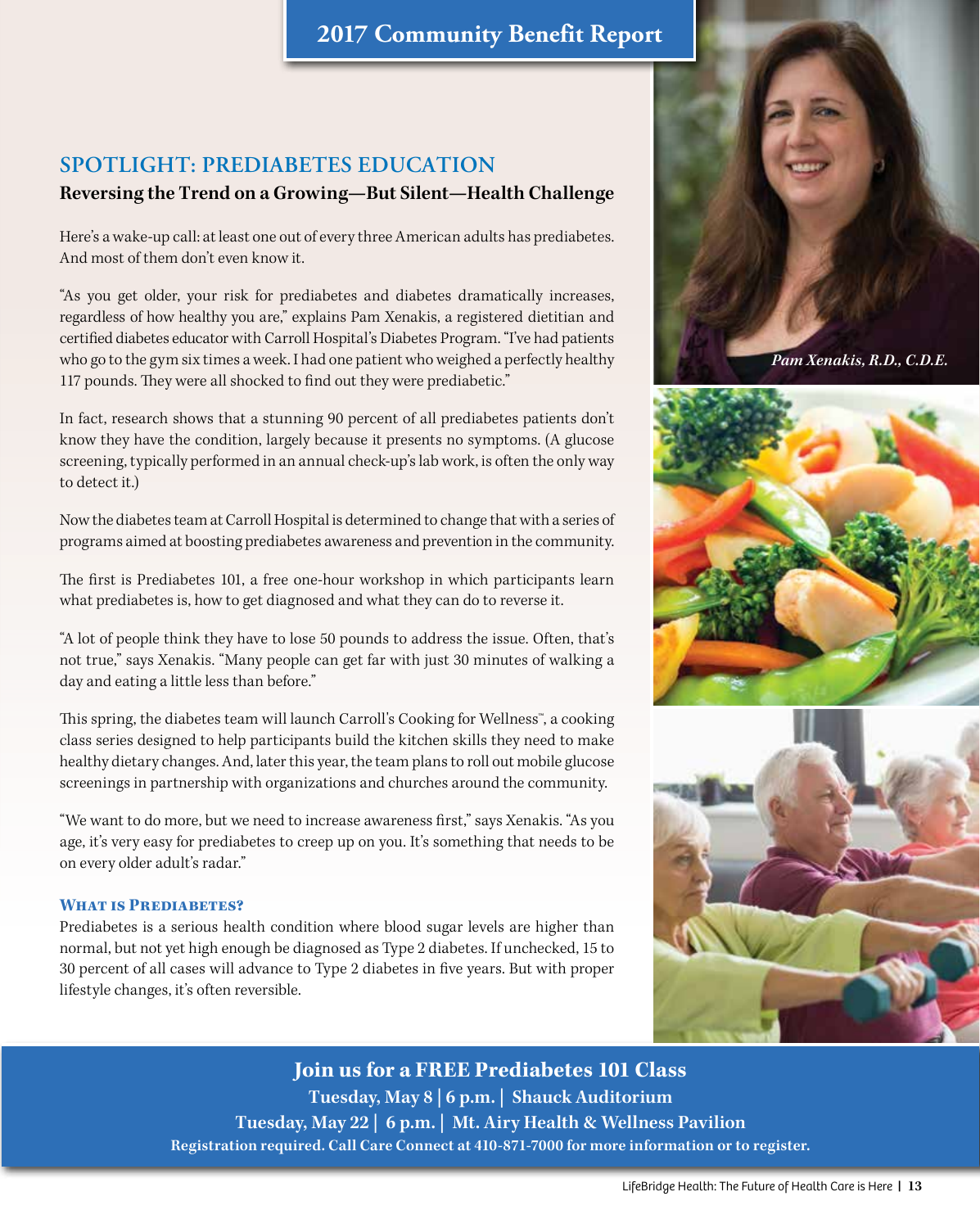## SPOTLIGHT: PREDIABETES EDUCATION

### Reversing the Trend on a Growing—But Silent—Health Challenge

Here's a wake-up call: at least one out of every three American adults has prediabetes. And most of them don't even know it.

"As you get older, your risk for prediabetes and diabetes dramatically increases, regardless of how healthy you are," explains Pam Xenakis, a registered dietitian and certified diabetes educator with Carroll Hospital's Diabetes Program. "I've had patients who go to the gym six times a week. I had one patient who weighed a perfectly healthy 117 pounds. They were all shocked to find out they were prediabetic."

In fact, research shows that a stunning 90 percent of all prediabetes patients don't know they have the condition, largely because it presents no symptoms. (A glucose screening, typically performed in an annual check-up's lab work, is often the only way to detect it.)

Now the diabetes team at Carroll Hospital is determined to change that with a series of programs aimed at boosting prediabetes awareness and prevention in the community.

The first is Prediabetes 101, a free one-hour workshop in which participants learn what prediabetes is, how to get diagnosed and what they can do to reverse it.

"A lot of people think they have to lose 50 pounds to address the issue. Often, that's not true," says Xenakis. "Many people can get far with just 30 minutes of walking a day and eating a little less than before."

This spring, the diabetes team will launch Carroll's Cooking for Wellness℠, a cooking class series designed to help participants build the kitchen skills they need to make healthy dietary changes. And, later this year, the team plans to roll out mobile glucose screenings in partnership with organizations and churches around the community.

"We want to do more, but we need to increase awareness first," says Xenakis. "As you age, it's very easy for prediabetes to creep up on you. It's something that needs to be on every older adult's radar."

#### What is Prediabetes?

Prediabetes is a serious health condition where blood sugar levels are higher than normal, but not yet high enough be diagnosed as Type 2 diabetes. If unchecked, 15 to 30 percent of all cases will advance to Type 2 diabetes in five years. But with proper lifestyle changes, it's often reversible.

*Pam Xenakis, R.D., C.D.E.*

**Join us for a FREE Prediabetes 101 Class**

**Tuesday, May 8 | 6 p.m. | Shauck Auditorium**

**Tuesday, May 22 | 6 p.m. | Mt. Airy Health & Wellness Pavilion**

**Registration required. Call Care Connect at 410-871-7000 for more information or to register.**